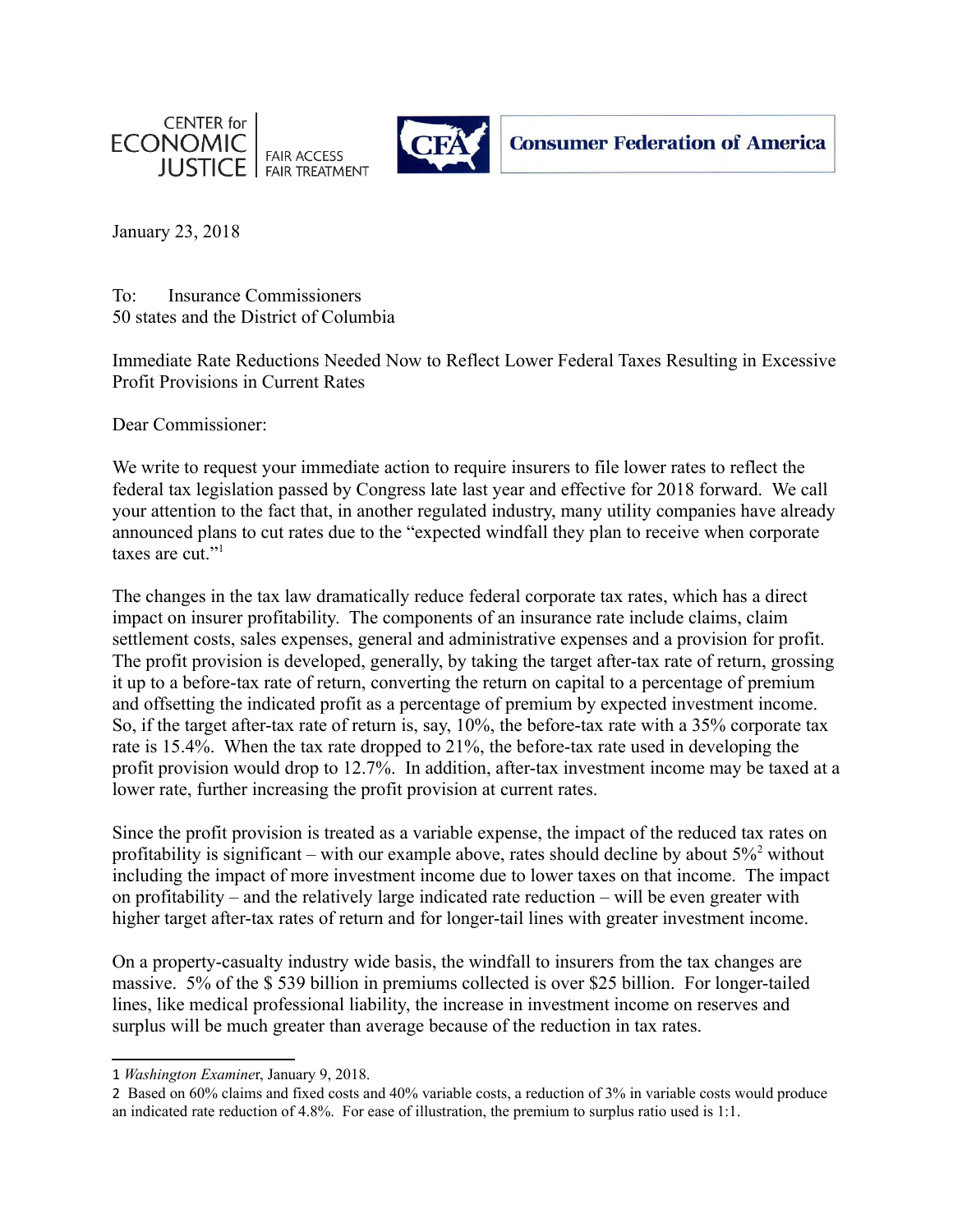CENTER for ECONOMIC JUSTICE — FAIR ACCESS FAIR TREATMENT

CFA — Consumer Federation of America

January 23, 2018

To: Insurance Commissioners
50 states and the District of Columbia

Immediate Rate Reductions Needed Now to Reflect Lower Federal Taxes Resulting in Excessive Profit Provisions in Current Rates

Dear Commissioner:

We write to request your immediate action to require insurers to file lower rates to reflect the federal tax legislation passed by Congress late last year and effective for 2018 forward. We call your attention to the fact that, in another regulated industry, many utility companies have already announced plans to cut rates due to the "expected windfall they plan to receive when corporate taxes are cut."[1]

The changes in the tax law dramatically reduce federal corporate tax rates, which has a direct impact on insurer profitability. The components of an insurance rate include claims, claim settlement costs, sales expenses, general and administrative expenses and a provision for profit. The profit provision is developed, generally, by taking the target after-tax rate of return, grossing it up to a before-tax rate of return, converting the return on capital to a percentage of premium and offsetting the indicated profit as a percentage of premium by expected investment income. So, if the target after-tax rate of return is, say, 10%, the before-tax rate with a 35% corporate tax rate is 15.4%. When the tax rate dropped to 21%, the before-tax rate used in developing the profit provision would drop to 12.7%. In addition, after-tax investment income may be taxed at a lower rate, further increasing the profit provision at current rates.

Since the profit provision is treated as a variable expense, the impact of the reduced tax rates on profitability is significant – with our example above, rates should decline by about 5%[2] without including the impact of more investment income due to lower taxes on that income. The impact on profitability – and the relatively large indicated rate reduction – will be even greater with higher target after-tax rates of return and for longer-tail lines with greater investment income.

On a property-casualty industry wide basis, the windfall to insurers from the tax changes are massive. 5% of the $ 539 billion in premiums collected is over $25 billion. For longer-tailed lines, like medical professional liability, the increase in investment income on reserves and surplus will be much greater than average because of the reduction in tax rates.

---

1 *Washington Examiner*, January 9, 2018.

2 Based on 60% claims and fixed costs and 40% variable costs, a reduction of 3% in variable costs would produce an indicated rate reduction of 4.8%. For ease of illustration, the premium to surplus ratio used is 1:1.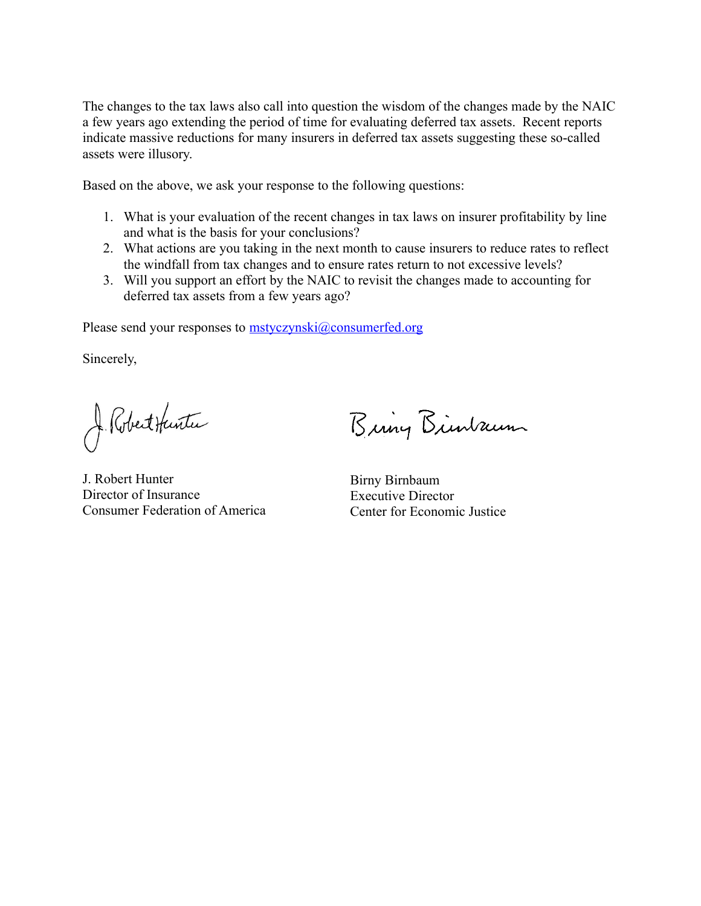The changes to the tax laws also call into question the wisdom of the changes made by the NAIC a few years ago extending the period of time for evaluating deferred tax assets. Recent reports indicate massive reductions for many insurers in deferred tax assets suggesting these so-called assets were illusory.

Based on the above, we ask your response to the following questions:

1. What is your evaluation of the recent changes in tax laws on insurer profitability by line and what is the basis for your conclusions?
2. What actions are you taking in the next month to cause insurers to reduce rates to reflect the windfall from tax changes and to ensure rates return to not excessive levels?
3. Will you support an effort by the NAIC to revisit the changes made to accounting for deferred tax assets from a few years ago?

Please send your responses to mstyczynski@consumerfed.org

Sincerely,

J. Robert Hunter
Director of Insurance
Consumer Federation of America

Birny Birnbaum
Executive Director
Center for Economic Justice